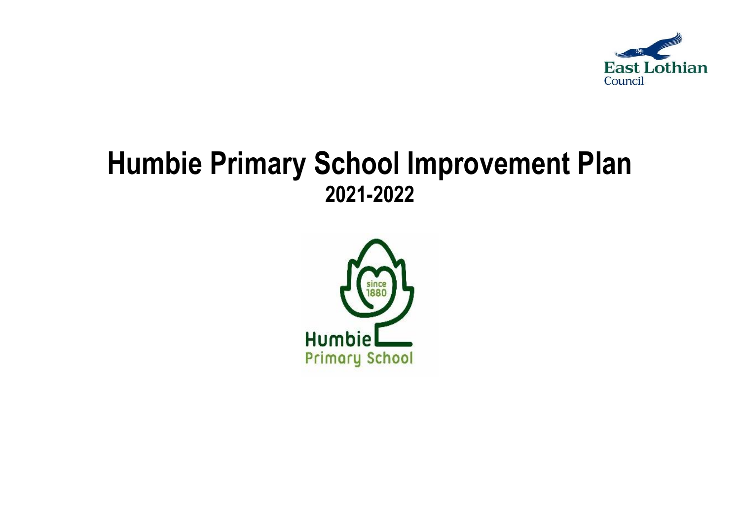East Lothian Council

# Humbie Primary School Improvement Plan

## 2021-2022

since 1880

Humbie Primary School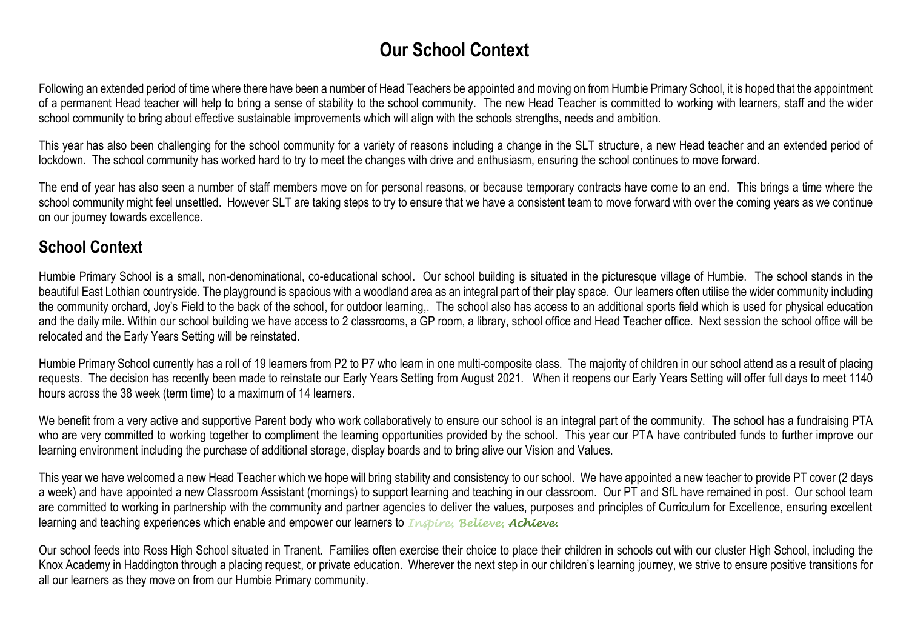# Our School Context

Following an extended period of time where there have been a number of Head Teachers be appointed and moving on from Humbie Primary School, it is hoped that the appointment of a permanent Head teacher will help to bring a sense of stability to the school community. The new Head Teacher is committed to working with learners, staff and the wider school community to bring about effective sustainable improvements which will align with the schools strengths, needs and ambition.

This year has also been challenging for the school community for a variety of reasons including a change in the SLT structure, a new Head teacher and an extended period of lockdown. The school community has worked hard to try to meet the changes with drive and enthusiasm, ensuring the school continues to move forward.

The end of year has also seen a number of staff members move on for personal reasons, or because temporary contracts have come to an end. This brings a time where the school community might feel unsettled. However SLT are taking steps to try to ensure that we have a consistent team to move forward with over the coming years as we continue on our journey towards excellence.

## School Context

Humbie Primary School is a small, non-denominational, co-educational school. Our school building is situated in the picturesque village of Humbie. The school stands in the beautiful East Lothian countryside. The playground is spacious with a woodland area as an integral part of their play space. Our learners often utilise the wider community including the community orchard, Joy's Field to the back of the school, for outdoor learning,. The school also has access to an additional sports field which is used for physical education and the daily mile. Within our school building we have access to 2 classrooms, a GP room, a library, school office and Head Teacher office. Next session the school office will be relocated and the Early Years Setting will be reinstated.

Humbie Primary School currently has a roll of 19 learners from P2 to P7 who learn in one multi-composite class. The majority of children in our school attend as a result of placing requests. The decision has recently been made to reinstate our Early Years Setting from August 2021. When it reopens our Early Years Setting will offer full days to meet 1140 hours across the 38 week (term time) to a maximum of 14 learners.

We benefit from a very active and supportive Parent body who work collaboratively to ensure our school is an integral part of the community. The school has a fundraising PTA who are very committed to working together to compliment the learning opportunities provided by the school. This year our PTA have contributed funds to further improve our learning environment including the purchase of additional storage, display boards and to bring alive our Vision and Values.

This year we have welcomed a new Head Teacher which we hope will bring stability and consistency to our school. We have appointed a new teacher to provide PT cover (2 days a week) and have appointed a new Classroom Assistant (mornings) to support learning and teaching in our classroom. Our PT and SfL have remained in post. Our school team are committed to working in partnership with the community and partner agencies to deliver the values, purposes and principles of Curriculum for Excellence, ensuring excellent learning and teaching experiences which enable and empower our learners to *Inspire, Believe, Achieve.*

Our school feeds into Ross High School situated in Tranent. Families often exercise their choice to place their children in schools out with our cluster High School, including the Knox Academy in Haddington through a placing request, or private education. Wherever the next step in our children's learning journey, we strive to ensure positive transitions for all our learners as they move on from our Humbie Primary community.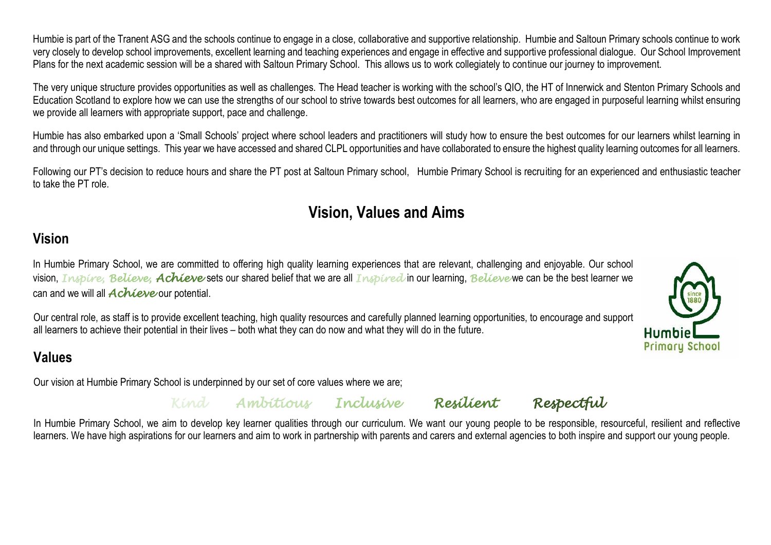Humbie is part of the Tranent ASG and the schools continue to engage in a close, collaborative and supportive relationship. Humbie and Saltoun Primary schools continue to work very closely to develop school improvements, excellent learning and teaching experiences and engage in effective and supportive professional dialogue. Our School Improvement Plans for the next academic session will be a shared with Saltoun Primary School. This allows us to work collegiately to continue our journey to improvement.

The very unique structure provides opportunities as well as challenges. The Head teacher is working with the school's QIO, the HT of Innerwick and Stenton Primary Schools and Education Scotland to explore how we can use the strengths of our school to strive towards best outcomes for all learners, who are engaged in purposeful learning whilst ensuring we provide all learners with appropriate support, pace and challenge.

Humbie has also embarked upon a 'Small Schools' project where school leaders and practitioners will study how to ensure the best outcomes for our learners whilst learning in and through our unique settings. This year we have accessed and shared CLPL opportunities and have collaborated to ensure the highest quality learning outcomes for all learners.

Following our PT's decision to reduce hours and share the PT post at Saltoun Primary school, Humbie Primary School is recruiting for an experienced and enthusiastic teacher to take the PT role.

# Vision, Values and Aims

## Vision

In Humbie Primary School, we are committed to offering high quality learning experiences that are relevant, challenging and enjoyable. Our school vision, *Inspire, Believe, Achieve* sets our shared belief that we are all *Inspired* in our learning, *Believe* we can be the best learner we can and we will all *Achieve* our potential.

Our central role, as staff is to provide excellent teaching, high quality resources and carefully planned learning opportunities, to encourage and support all learners to achieve their potential in their lives – both what they can do now and what they will do in the future.

## Values

Our vision at Humbie Primary School is underpinned by our set of core values where we are;

*Kind Ambitious Inclusive Resilient Respectful*

In Humbie Primary School, we aim to develop key learner qualities through our curriculum. We want our young people to be responsible, resourceful, resilient and reflective learners. We have high aspirations for our learners and aim to work in partnership with parents and carers and external agencies to both inspire and support our young people.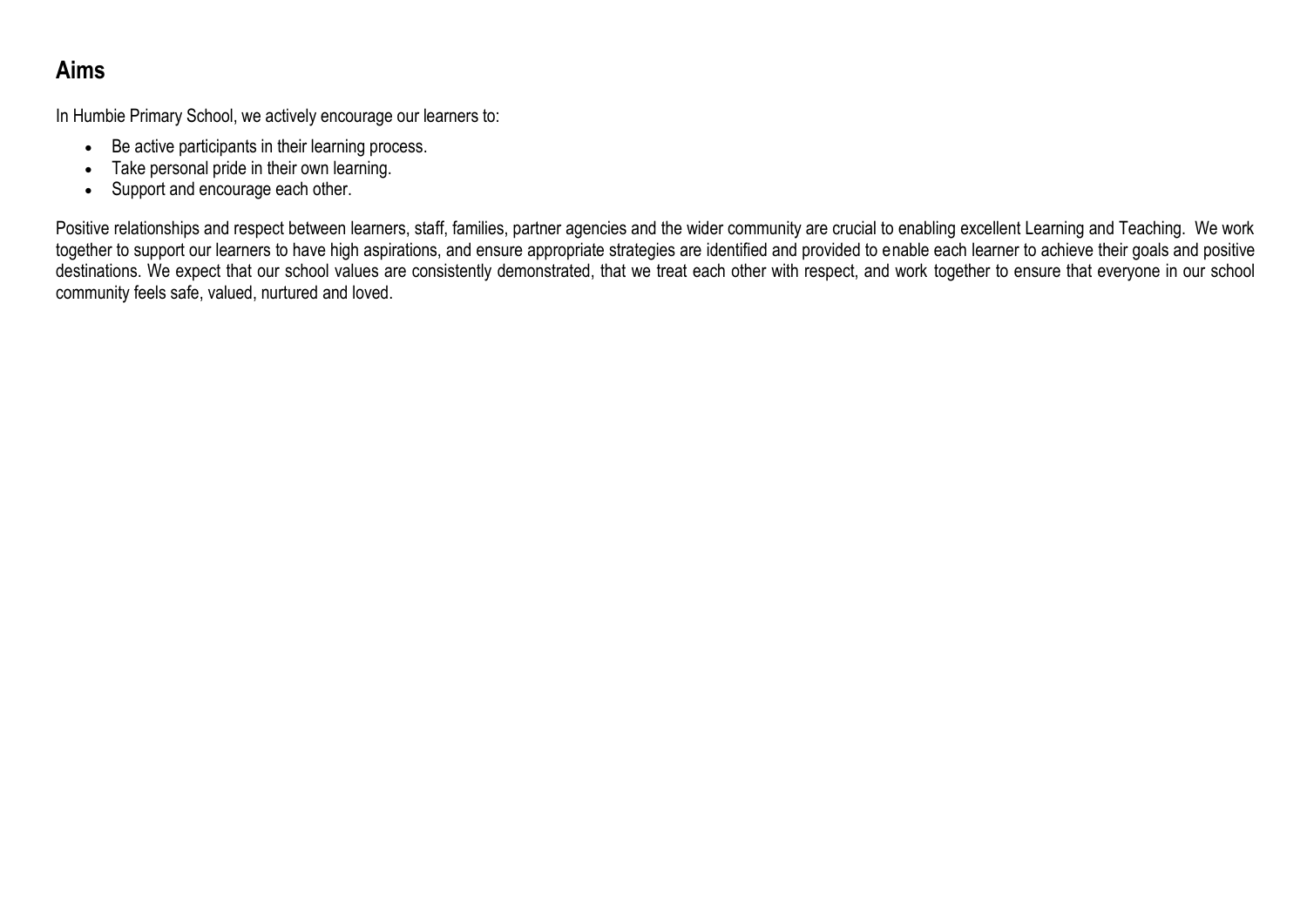## Aims

In Humbie Primary School, we actively encourage our learners to:

- Be active participants in their learning process.
- Take personal pride in their own learning.
- Support and encourage each other.

Positive relationships and respect between learners, staff, families, partner agencies and the wider community are crucial to enabling excellent Learning and Teaching. We work together to support our learners to have high aspirations, and ensure appropriate strategies are identified and provided to enable each learner to achieve their goals and positive destinations. We expect that our school values are consistently demonstrated, that we treat each other with respect, and work together to ensure that everyone in our school community feels safe, valued, nurtured and loved.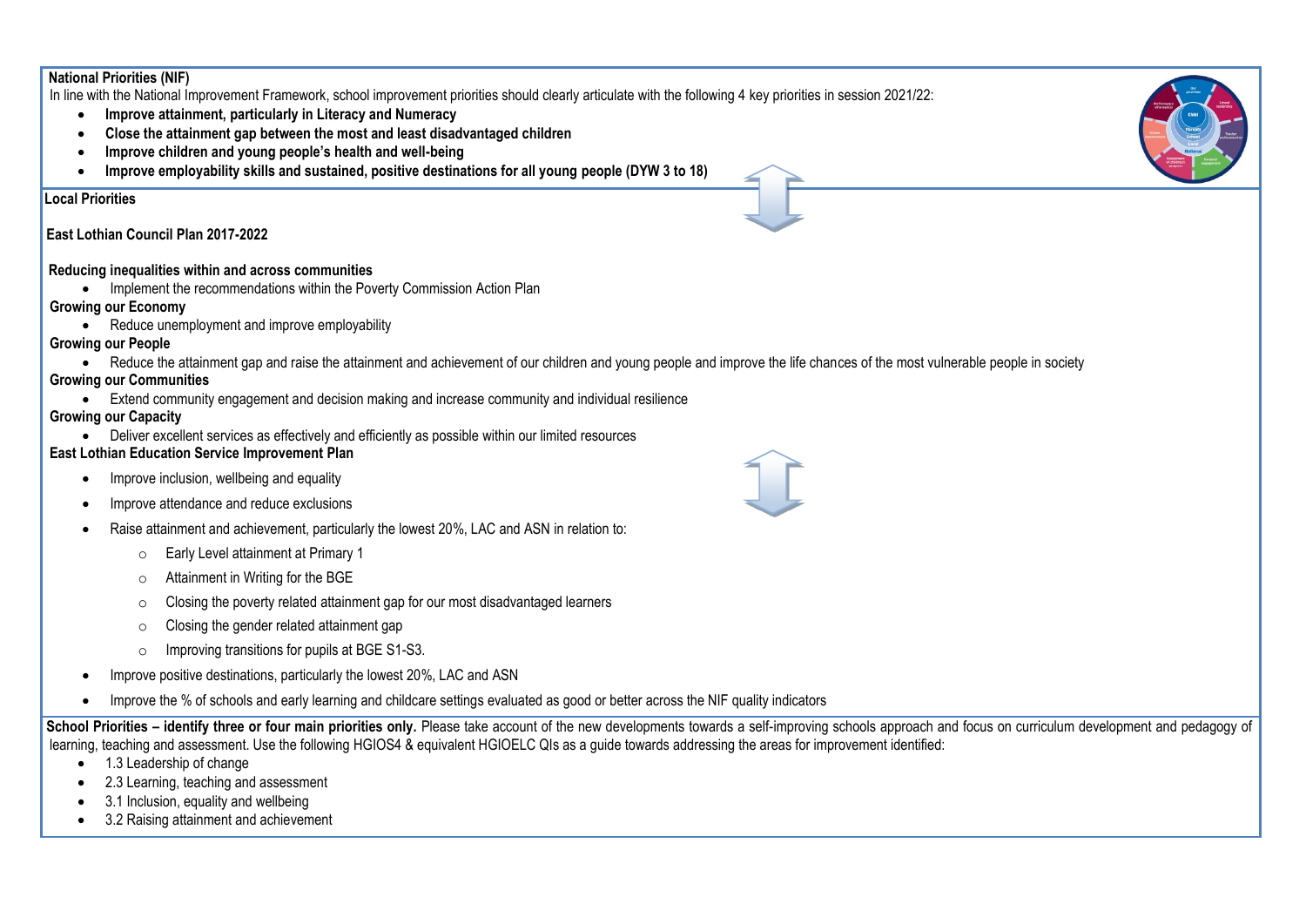**National Priorities (NIF)**

In line with the National Improvement Framework, school improvement priorities should clearly articulate with the following 4 key priorities in session 2021/22:

- **Improve attainment, particularly in Literacy and Numeracy**
- **Close the attainment gap between the most and least disadvantaged children**
- **Improve children and young people's health and well-being**
- **Improve employability skills and sustained, positive destinations for all young people (DYW 3 to 18)**

**Local Priorities**

**East Lothian Council Plan 2017-2022**

**Reducing inequalities within and across communities**

- Implement the recommendations within the Poverty Commission Action Plan

**Growing our Economy**

- Reduce unemployment and improve employability

**Growing our People**

- Reduce the attainment gap and raise the attainment and achievement of our children and young people and improve the life chances of the most vulnerable people in society

**Growing our Communities**

- Extend community engagement and decision making and increase community and individual resilience

**Growing our Capacity**

- Deliver excellent services as effectively and efficiently as possible within our limited resources

**East Lothian Education Service Improvement Plan**

- Improve inclusion, wellbeing and equality
- Improve attendance and reduce exclusions
- Raise attainment and achievement, particularly the lowest 20%, LAC and ASN in relation to:
  - Early Level attainment at Primary 1
  - Attainment in Writing for the BGE
  - Closing the poverty related attainment gap for our most disadvantaged learners
  - Closing the gender related attainment gap
  - Improving transitions for pupils at BGE S1-S3.
- Improve positive destinations, particularly the lowest 20%, LAC and ASN
- Improve the % of schools and early learning and childcare settings evaluated as good or better across the NIF quality indicators

**School Priorities – identify three or four main priorities only.** Please take account of the new developments towards a self-improving schools approach and focus on curriculum development and pedagogy of learning, teaching and assessment. Use the following HGIOS4 & equivalent HGIOELC QIs as a guide towards addressing the areas for improvement identified:

- 1.3 Leadership of change
- 2.3 Learning, teaching and assessment
- 3.1 Inclusion, equality and wellbeing
- 3.2 Raising attainment and achievement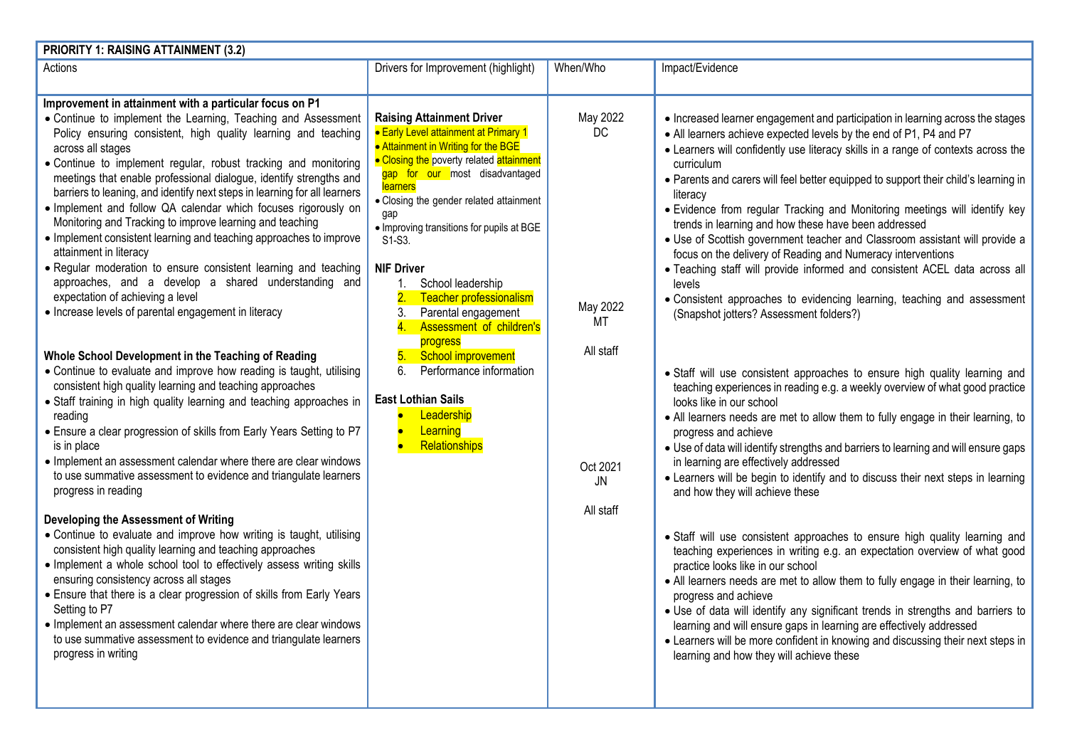| PRIORITY 1: RAISING ATTAINMENT (3.2) | | | |
|---|---|---|---|
| Actions | Drivers for Improvement (highlight) | When/Who | Impact/Evidence |
| **Improvement in attainment with a particular focus on P1**<br>• Continue to implement the Learning, Teaching and Assessment Policy ensuring consistent, high quality learning and teaching across all stages<br>• Continue to implement regular, robust tracking and monitoring meetings that enable professional dialogue, identify strengths and barriers to leaning, and identify next steps in learning for all learners<br>• Implement and follow QA calendar which focuses rigorously on Monitoring and Tracking to improve learning and teaching<br>• Implement consistent learning and teaching approaches to improve attainment in literacy<br>• Regular moderation to ensure consistent learning and teaching approaches, and a develop a shared understanding and expectation of achieving a level<br>• Increase levels of parental engagement in literacy<br><br>**Whole School Development in the Teaching of Reading**<br>• Continue to evaluate and improve how reading is taught, utilising consistent high quality learning and teaching approaches<br>• Staff training in high quality learning and teaching approaches in reading<br>• Ensure a clear progression of skills from Early Years Setting to P7 is in place<br>• Implement an assessment calendar where there are clear windows to use summative assessment to evidence and triangulate learners progress in reading<br><br>**Developing the Assessment of Writing**<br>• Continue to evaluate and improve how writing is taught, utilising consistent high quality learning and teaching approaches<br>• Implement a whole school tool to effectively assess writing skills ensuring consistency across all stages<br>• Ensure that there is a clear progression of skills from Early Years Setting to P7<br>• Implement an assessment calendar where there are clear windows to use summative assessment to evidence and triangulate learners progress in writing | **Raising Attainment Driver**<br>• Early Level attainment at Primary 1<br>• Attainment in Writing for the BGE<br>• Closing the poverty related attainment gap for our most disadvantaged learners<br>• Closing the gender related attainment gap<br>• Improving transitions for pupils at BGE S1-S3.<br><br>**NIF Driver**<br>1. School leadership<br>2. Teacher professionalism<br>3. Parental engagement<br>4. Assessment of children's progress<br>5. School improvement<br>6. Performance information<br><br>**East Lothian Sails**<br>• Leadership<br>• Learning<br>• Relationships | May 2022<br>DC<br><br>May 2022<br>MT<br><br>All staff<br><br>Oct 2021<br>JN<br><br>All staff | • Increased learner engagement and participation in learning across the stages<br>• All learners achieve expected levels by the end of P1, P4 and P7<br>• Learners will confidently use literacy skills in a range of contexts across the curriculum<br>• Parents and carers will feel better equipped to support their child's learning in literacy<br>• Evidence from regular Tracking and Monitoring meetings will identify key trends in learning and how these have been addressed<br>• Use of Scottish government teacher and Classroom assistant will provide a focus on the delivery of Reading and Numeracy interventions<br>• Teaching staff will provide informed and consistent ACEL data across all levels<br>• Consistent approaches to evidencing learning, teaching and assessment (Snapshot jotters? Assessment folders?)<br><br>• Staff will use consistent approaches to ensure high quality learning and teaching experiences in reading e.g. a weekly overview of what good practice looks like in our school<br>• All learners needs are met to allow them to fully engage in their learning, to progress and achieve<br>• Use of data will identify strengths and barriers to learning and will ensure gaps in learning are effectively addressed<br>• Learners will be begin to identify and to discuss their next steps in learning and how they will achieve these<br><br>• Staff will use consistent approaches to ensure high quality learning and teaching experiences in writing e.g. an expectation overview of what good practice looks like in our school<br>• All learners needs are met to allow them to fully engage in their learning, to progress and achieve<br>• Use of data will identify any significant trends in strengths and barriers to learning and will ensure gaps in learning are effectively addressed<br>• Learners will be more confident in knowing and discussing their next steps in learning and how they will achieve these |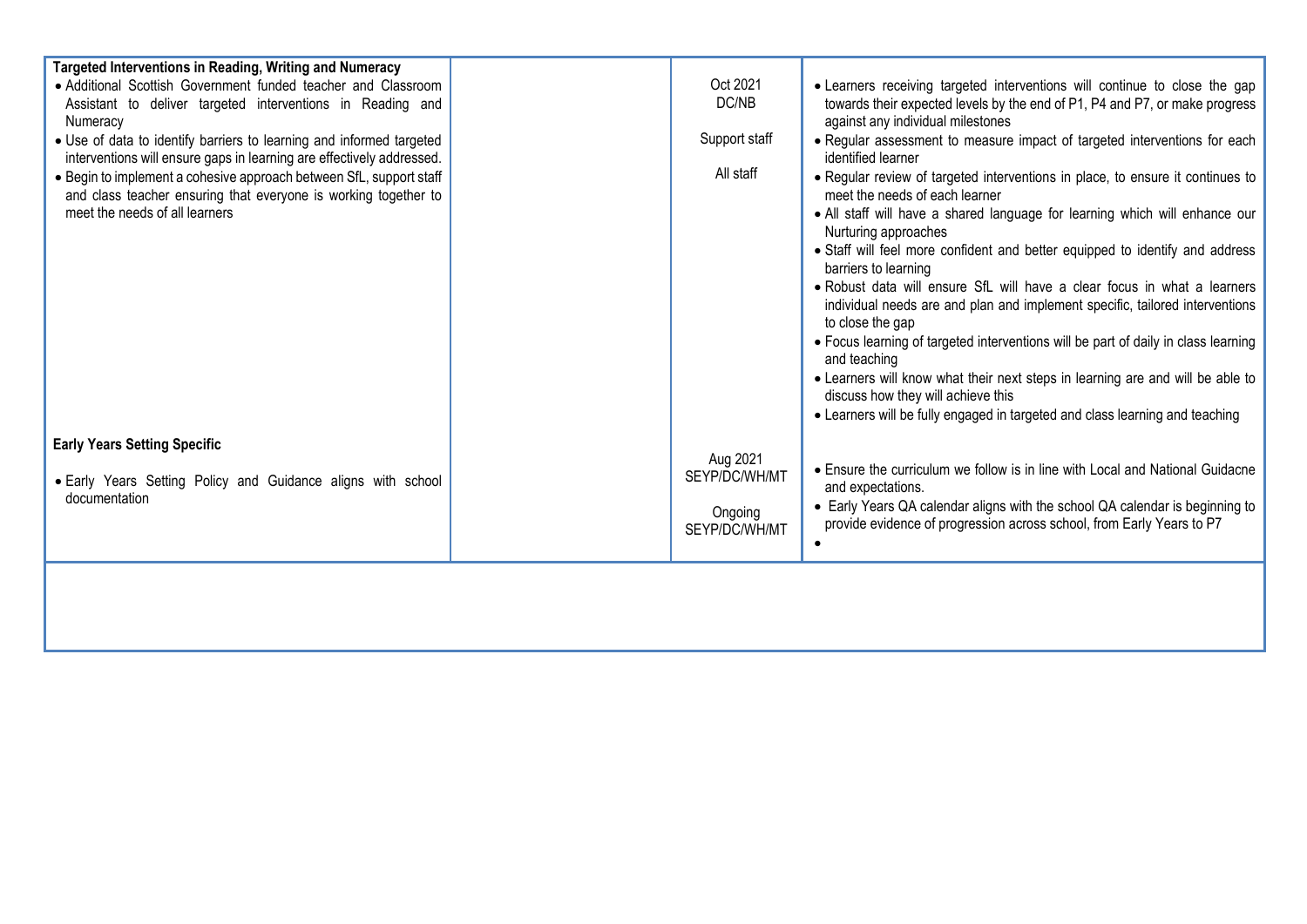| | | | |
|---|---|---|---|
| **Targeted Interventions in Reading, Writing and Numeracy**<br>• Additional Scottish Government funded teacher and Classroom Assistant to deliver targeted interventions in Reading and Numeracy<br>• Use of data to identify barriers to learning and informed targeted interventions will ensure gaps in learning are effectively addressed.<br>• Begin to implement a cohesive approach between SfL, support staff and class teacher ensuring that everyone is working together to meet the needs of all learners | | Oct 2021<br>DC/NB<br><br>Support staff<br><br>All staff | • Learners receiving targeted interventions will continue to close the gap towards their expected levels by the end of P1, P4 and P7, or make progress against any individual milestones<br>• Regular assessment to measure impact of targeted interventions for each identified learner<br>• Regular review of targeted interventions in place, to ensure it continues to meet the needs of each learner<br>• All staff will have a shared language for learning which will enhance our Nurturing approaches<br>• Staff will feel more confident and better equipped to identify and address barriers to learning<br>• Robust data will ensure SfL will have a clear focus in what a learners individual needs are and plan and implement specific, tailored interventions to close the gap<br>• Focus learning of targeted interventions will be part of daily in class learning and teaching<br>• Learners will know what their next steps in learning are and will be able to discuss how they will achieve this<br>• Learners will be fully engaged in targeted and class learning and teaching |
| **Early Years Setting Specific**<br>• Early Years Setting Policy and Guidance aligns with school documentation | | Aug 2021<br>SEYP/DC/WH/MT<br><br>Ongoing<br>SEYP/DC/WH/MT | • Ensure the curriculum we follow is in line with Local and National Guidacne and expectations.<br>• Early Years QA calendar aligns with the school QA calendar is beginning to provide evidence of progression across school, from Early Years to P7<br>• |
| | | | |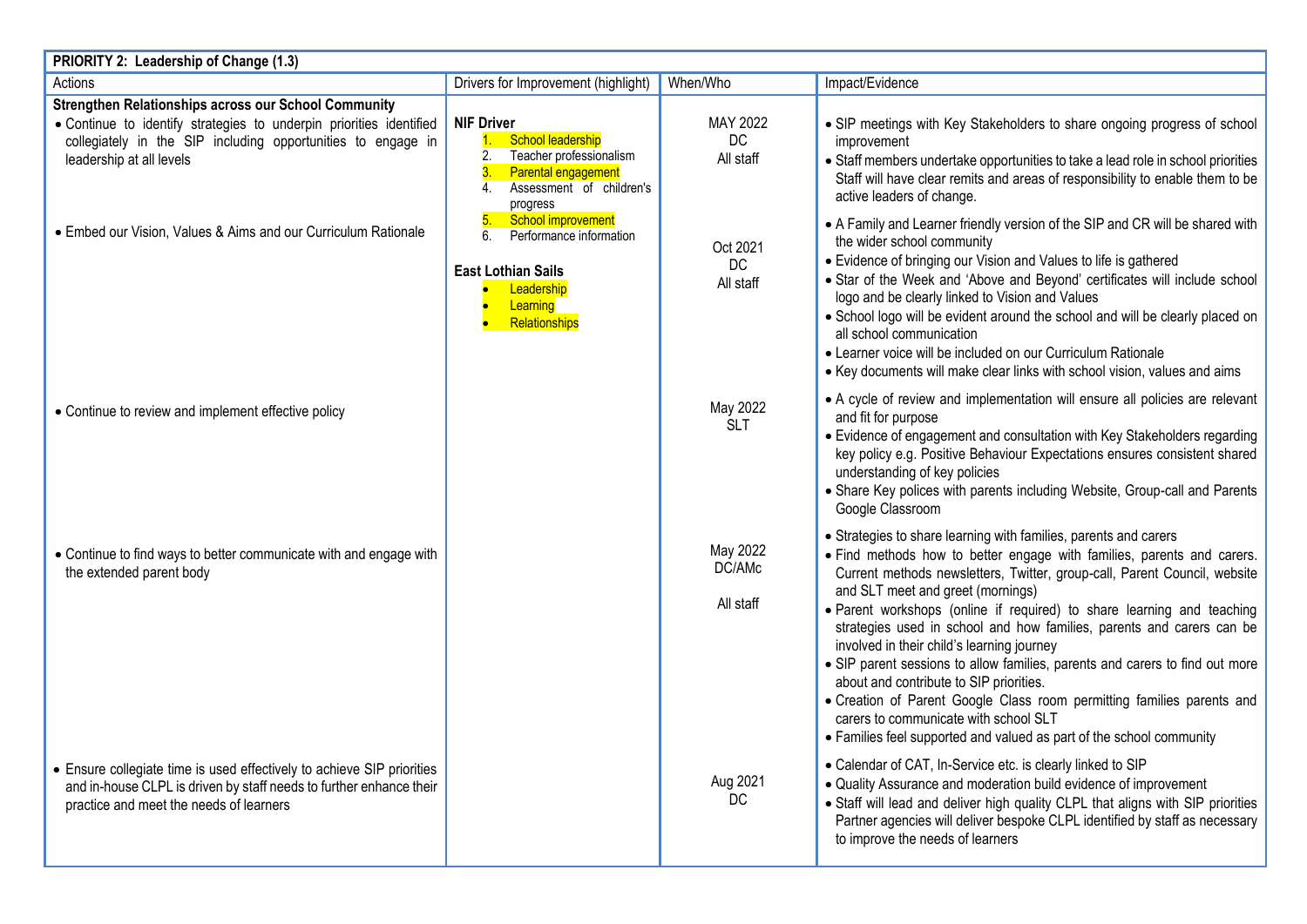| **PRIORITY 2: Leadership of Change (1.3)** | | | |
|---|---|---|---|
| Actions | Drivers for Improvement (highlight) | When/Who | Impact/Evidence |
| **Strengthen Relationships across our School Community**<br>• Continue to identify strategies to underpin priorities identified collegiately in the SIP including opportunities to engage in leadership at all levels | **NIF Driver**<br>1. School leadership<br>2. Teacher professionalism<br>3. Parental engagement<br>4. Assessment of children's progress<br>5. School improvement<br>6. Performance information<br><br>**East Lothian Sails**<br>• Leadership<br>• Learning<br>• Relationships | MAY 2022<br>DC<br>All staff | • SIP meetings with Key Stakeholders to share ongoing progress of school improvement<br>• Staff members undertake opportunities to take a lead role in school priorities Staff will have clear remits and areas of responsibility to enable them to be active leaders of change. |
| • Embed our Vision, Values & Aims and our Curriculum Rationale | | Oct 2021<br>DC<br>All staff | • A Family and Learner friendly version of the SIP and CR will be shared with the wider school community<br>• Evidence of bringing our Vision and Values to life is gathered<br>• Star of the Week and 'Above and Beyond' certificates will include school logo and be clearly linked to Vision and Values<br>• School logo will be evident around the school and will be clearly placed on all school communication<br>• Learner voice will be included on our Curriculum Rationale<br>• Key documents will make clear links with school vision, values and aims |
| • Continue to review and implement effective policy | | May 2022<br>SLT | • A cycle of review and implementation will ensure all policies are relevant and fit for purpose<br>• Evidence of engagement and consultation with Key Stakeholders regarding key policy e.g. Positive Behaviour Expectations ensures consistent shared understanding of key policies<br>• Share Key polices with parents including Website, Group-call and Parents Google Classroom |
| • Continue to find ways to better communicate with and engage with the extended parent body | | May 2022<br>DC/AMc<br><br>All staff | • Strategies to share learning with families, parents and carers<br>• Find methods how to better engage with families, parents and carers. Current methods newsletters, Twitter, group-call, Parent Council, website and SLT meet and greet (mornings)<br>• Parent workshops (online if required) to share learning and teaching strategies used in school and how families, parents and carers can be involved in their child's learning journey<br>• SIP parent sessions to allow families, parents and carers to find out more about and contribute to SIP priorities.<br>• Creation of Parent Google Class room permitting families parents and carers to communicate with school SLT<br>• Families feel supported and valued as part of the school community |
| • Ensure collegiate time is used effectively to achieve SIP priorities and in-house CLPL is driven by staff needs to further enhance their practice and meet the needs of learners | | Aug 2021<br>DC | • Calendar of CAT, In-Service etc. is clearly linked to SIP<br>• Quality Assurance and moderation build evidence of improvement<br>• Staff will lead and deliver high quality CLPL that aligns with SIP priorities Partner agencies will deliver bespoke CLPL identified by staff as necessary to improve the needs of learners |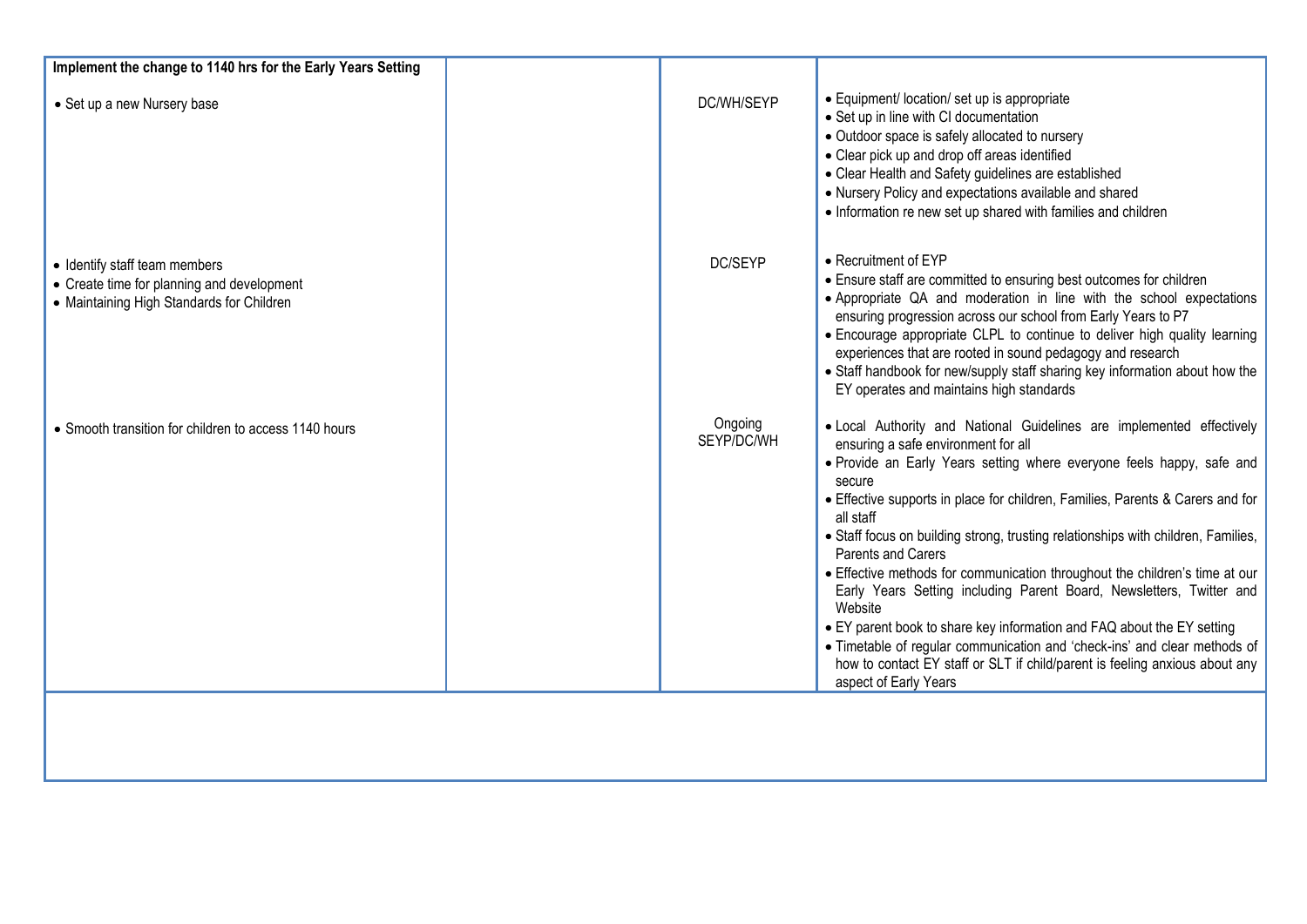| Implement the change to 1140 hrs for the Early Years Setting | | | |
|---|---|---|---|
| • Set up a new Nursery base | | DC/WH/SEYP | • Equipment/ location/ set up is appropriate<br>• Set up in line with CI documentation<br>• Outdoor space is safely allocated to nursery<br>• Clear pick up and drop off areas identified<br>• Clear Health and Safety guidelines are established<br>• Nursery Policy and expectations available and shared<br>• Information re new set up shared with families and children |
| • Identify staff team members<br>• Create time for planning and development<br>• Maintaining High Standards for Children | | DC/SEYP | • Recruitment of EYP<br>• Ensure staff are committed to ensuring best outcomes for children<br>• Appropriate QA and moderation in line with the school expectations ensuring progression across our school from Early Years to P7<br>• Encourage appropriate CLPL to continue to deliver high quality learning experiences that are rooted in sound pedagogy and research<br>• Staff handbook for new/supply staff sharing key information about how the EY operates and maintains high standards |
| • Smooth transition for children to access 1140 hours | | Ongoing<br>SEYP/DC/WH | • Local Authority and National Guidelines are implemented effectively ensuring a safe environment for all<br>• Provide an Early Years setting where everyone feels happy, safe and secure<br>• Effective supports in place for children, Families, Parents & Carers and for all staff<br>• Staff focus on building strong, trusting relationships with children, Families, Parents and Carers<br>• Effective methods for communication throughout the children's time at our Early Years Setting including Parent Board, Newsletters, Twitter and Website<br>• EY parent book to share key information and FAQ about the EY setting<br>• Timetable of regular communication and 'check-ins' and clear methods of how to contact EY staff or SLT if child/parent is feeling anxious about any aspect of Early Years |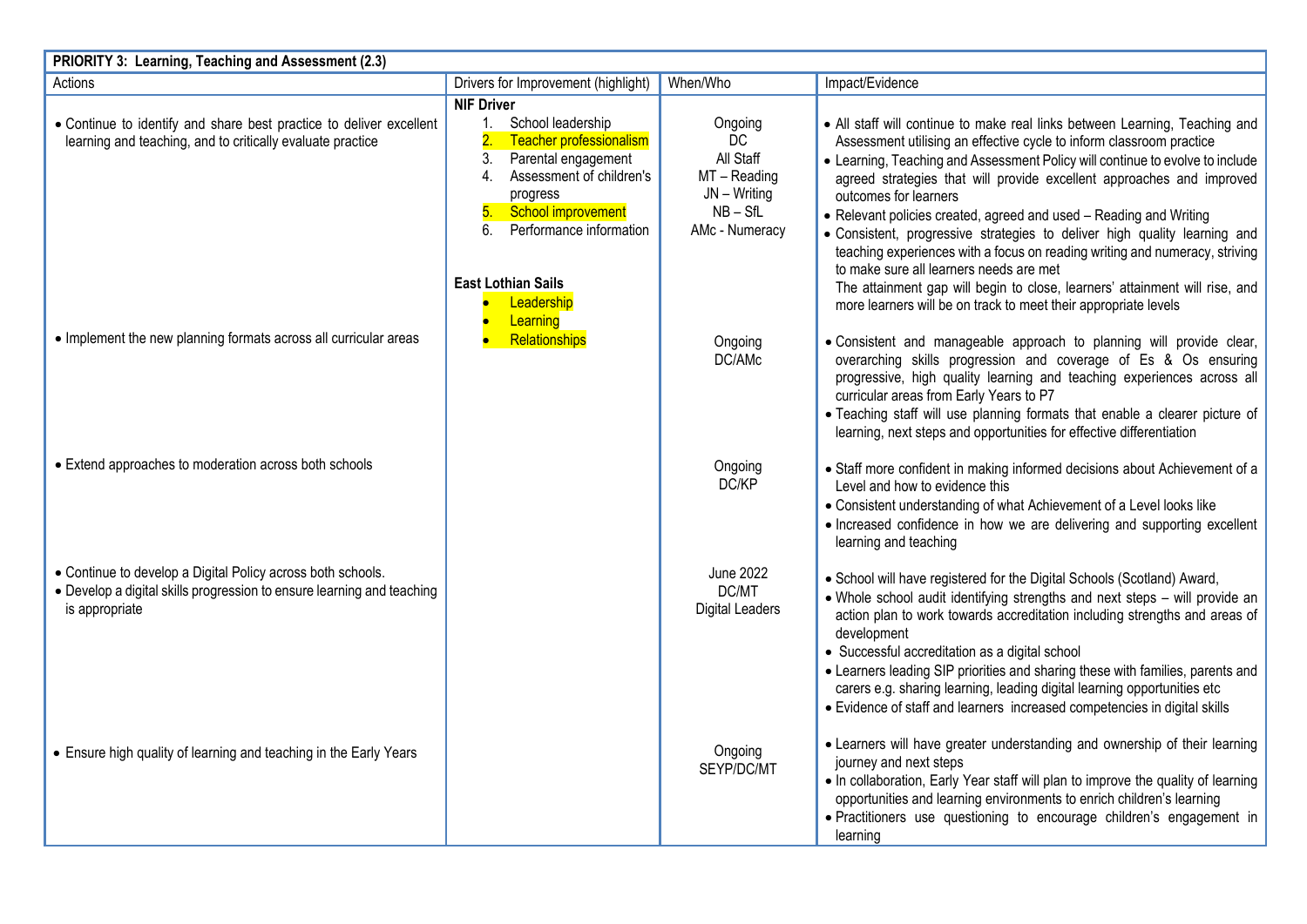| PRIORITY 3: Learning, Teaching and Assessment (2.3) | | | |
|---|---|---|---|
| Actions | Drivers for Improvement (highlight) | When/Who | Impact/Evidence |
| • Continue to identify and share best practice to deliver excellent learning and teaching, and to critically evaluate practice | **NIF Driver**<br>1. School leadership<br>2. Teacher professionalism<br>3. Parental engagement<br>4. Assessment of children's progress<br>5. School improvement<br>6. Performance information<br><br>**East Lothian Sails**<br>• Leadership<br>• Learning<br>• Relationships | Ongoing<br>DC<br>All Staff<br>MT – Reading<br>JN – Writing<br>NB – SfL<br>AMc - Numeracy | • All staff will continue to make real links between Learning, Teaching and Assessment utilising an effective cycle to inform classroom practice<br>• Learning, Teaching and Assessment Policy will continue to evolve to include agreed strategies that will provide excellent approaches and improved outcomes for learners<br>• Relevant policies created, agreed and used – Reading and Writing<br>• Consistent, progressive strategies to deliver high quality learning and teaching experiences with a focus on reading writing and numeracy, striving to make sure all learners needs are met<br>The attainment gap will begin to close, learners' attainment will rise, and more learners will be on track to meet their appropriate levels |
| • Implement the new planning formats across all curricular areas | | Ongoing<br>DC/AMc | • Consistent and manageable approach to planning will provide clear, overarching skills progression and coverage of Es & Os ensuring progressive, high quality learning and teaching experiences across all curricular areas from Early Years to P7<br>• Teaching staff will use planning formats that enable a clearer picture of learning, next steps and opportunities for effective differentiation |
| • Extend approaches to moderation across both schools | | Ongoing<br>DC/KP | • Staff more confident in making informed decisions about Achievement of a Level and how to evidence this<br>• Consistent understanding of what Achievement of a Level looks like<br>• Increased confidence in how we are delivering and supporting excellent learning and teaching |
| • Continue to develop a Digital Policy across both schools.<br>• Develop a digital skills progression to ensure learning and teaching is appropriate | | June 2022<br>DC/MT<br>Digital Leaders | • School will have registered for the Digital Schools (Scotland) Award,<br>• Whole school audit identifying strengths and next steps – will provide an action plan to work towards accreditation including strengths and areas of development<br>• Successful accreditation as a digital school<br>• Learners leading SIP priorities and sharing these with families, parents and carers e.g. sharing learning, leading digital learning opportunities etc<br>• Evidence of staff and learners increased competencies in digital skills |
| • Ensure high quality of learning and teaching in the Early Years | | Ongoing<br>SEYP/DC/MT | • Learners will have greater understanding and ownership of their learning journey and next steps<br>• In collaboration, Early Year staff will plan to improve the quality of learning opportunities and learning environments to enrich children's learning<br>• Practitioners use questioning to encourage children's engagement in learning |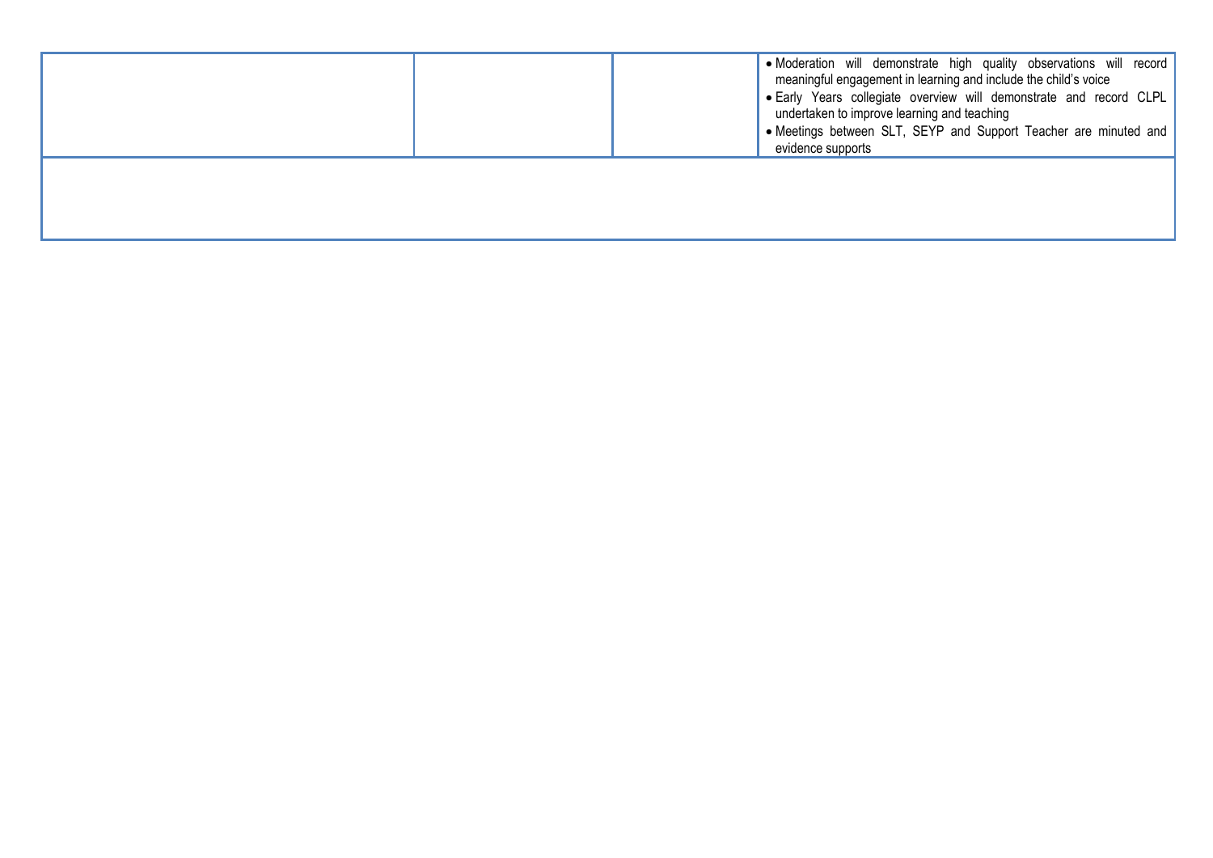| | | | |
|---|---|---|---|
| | | | • Moderation will demonstrate high quality observations will record meaningful engagement in learning and include the child's voice<br>• Early Years collegiate overview will demonstrate and record CLPL undertaken to improve learning and teaching<br>• Meetings between SLT, SEYP and Support Teacher are minuted and evidence supports |
| | | | |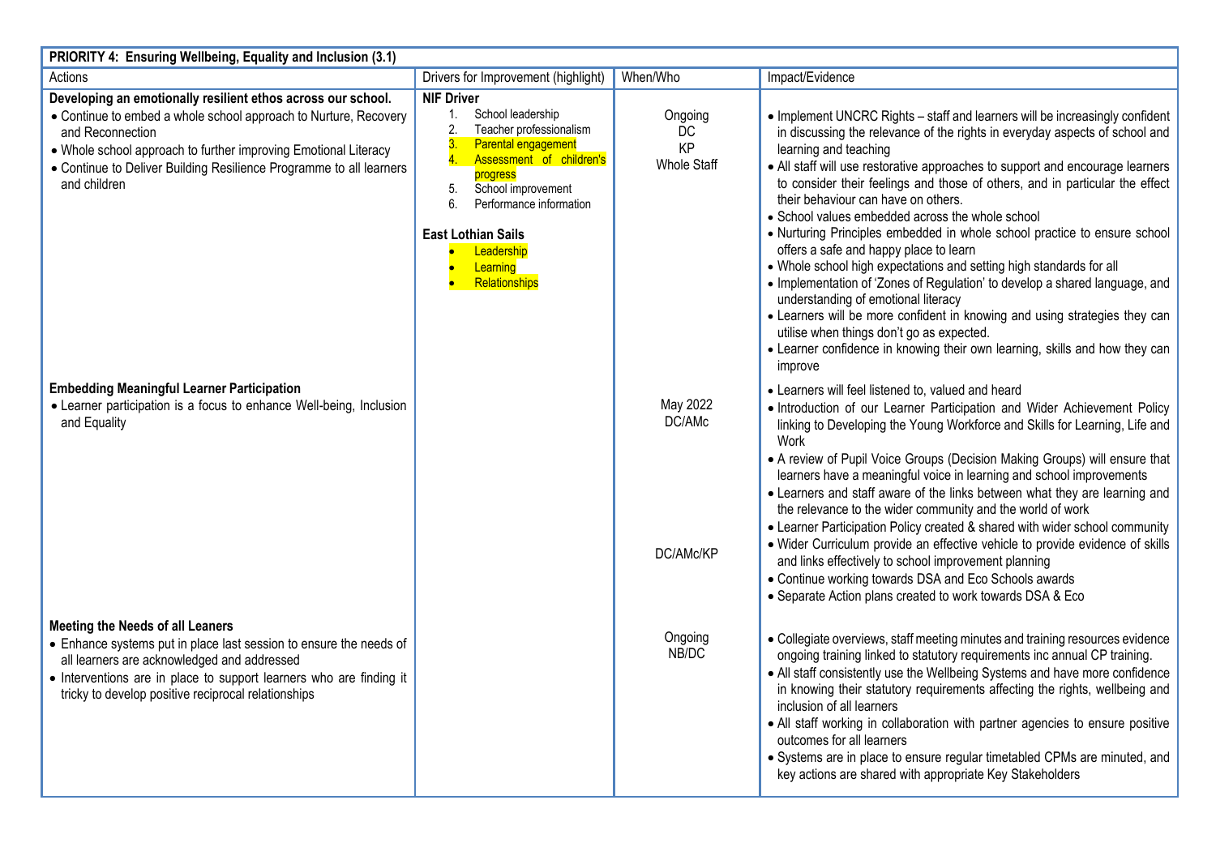| PRIORITY 4: Ensuring Wellbeing, Equality and Inclusion (3.1) | | | |
|---|---|---|---|
| Actions | Drivers for Improvement (highlight) | When/Who | Impact/Evidence |
| **Developing an emotionally resilient ethos across our school.**<br>• Continue to embed a whole school approach to Nurture, Recovery and Reconnection<br>• Whole school approach to further improving Emotional Literacy<br>• Continue to Deliver Building Resilience Programme to all learners and children | **NIF Driver**<br>1. School leadership<br>2. Teacher professionalism<br>3. Parental engagement<br>4. Assessment of children's progress<br>5. School improvement<br>6. Performance information<br><br>**East Lothian Sails**<br>• Leadership<br>• Learning<br>• Relationships | Ongoing<br>DC<br>KP<br>Whole Staff | • Implement UNCRC Rights – staff and learners will be increasingly confident in discussing the relevance of the rights in everyday aspects of school and learning and teaching<br>• All staff will use restorative approaches to support and encourage learners to consider their feelings and those of others, and in particular the effect their behaviour can have on others.<br>• School values embedded across the whole school<br>• Nurturing Principles embedded in whole school practice to ensure school offers a safe and happy place to learn<br>• Whole school high expectations and setting high standards for all<br>• Implementation of 'Zones of Regulation' to develop a shared language, and understanding of emotional literacy<br>• Learners will be more confident in knowing and using strategies they can utilise when things don't go as expected.<br>• Learner confidence in knowing their own learning, skills and how they can improve |
| **Embedding Meaningful Learner Participation**<br>• Learner participation is a focus to enhance Well-being, Inclusion and Equality | | May 2022<br>DC/AMc<br><br>DC/AMc/KP | • Learners will feel listened to, valued and heard<br>• Introduction of our Learner Participation and Wider Achievement Policy linking to Developing the Young Workforce and Skills for Learning, Life and Work<br>• A review of Pupil Voice Groups (Decision Making Groups) will ensure that learners have a meaningful voice in learning and school improvements<br>• Learners and staff aware of the links between what they are learning and the relevance to the wider community and the world of work<br>• Learner Participation Policy created & shared with wider school community<br>• Wider Curriculum provide an effective vehicle to provide evidence of skills and links effectively to school improvement planning<br>• Continue working towards DSA and Eco Schools awards<br>• Separate Action plans created to work towards DSA & Eco |
| **Meeting the Needs of all Leaners**<br>• Enhance systems put in place last session to ensure the needs of all learners are acknowledged and addressed<br>• Interventions are in place to support learners who are finding it tricky to develop positive reciprocal relationships | | Ongoing<br>NB/DC | • Collegiate overviews, staff meeting minutes and training resources evidence ongoing training linked to statutory requirements inc annual CP training.<br>• All staff consistently use the Wellbeing Systems and have more confidence in knowing their statutory requirements affecting the rights, wellbeing and inclusion of all learners<br>• All staff working in collaboration with partner agencies to ensure positive outcomes for all learners<br>• Systems are in place to ensure regular timetabled CPMs are minuted, and key actions are shared with appropriate Key Stakeholders |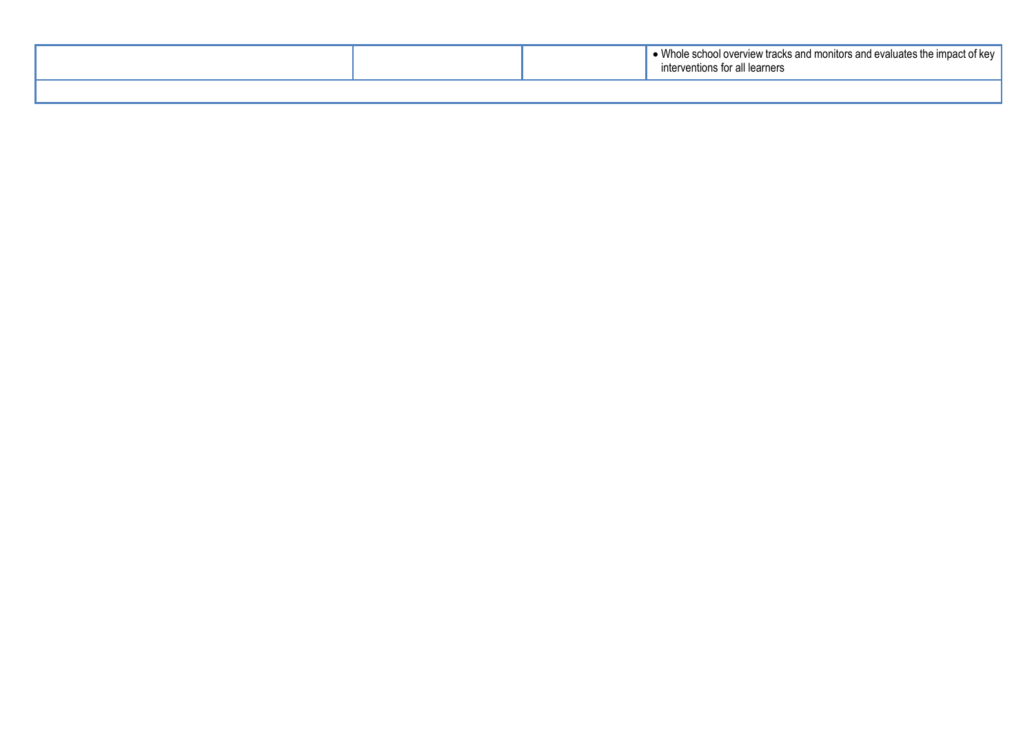| | | | |
|---|---|---|---|
| | | | • Whole school overview tracks and monitors and evaluates the impact of key interventions for all learners |
| | | | |